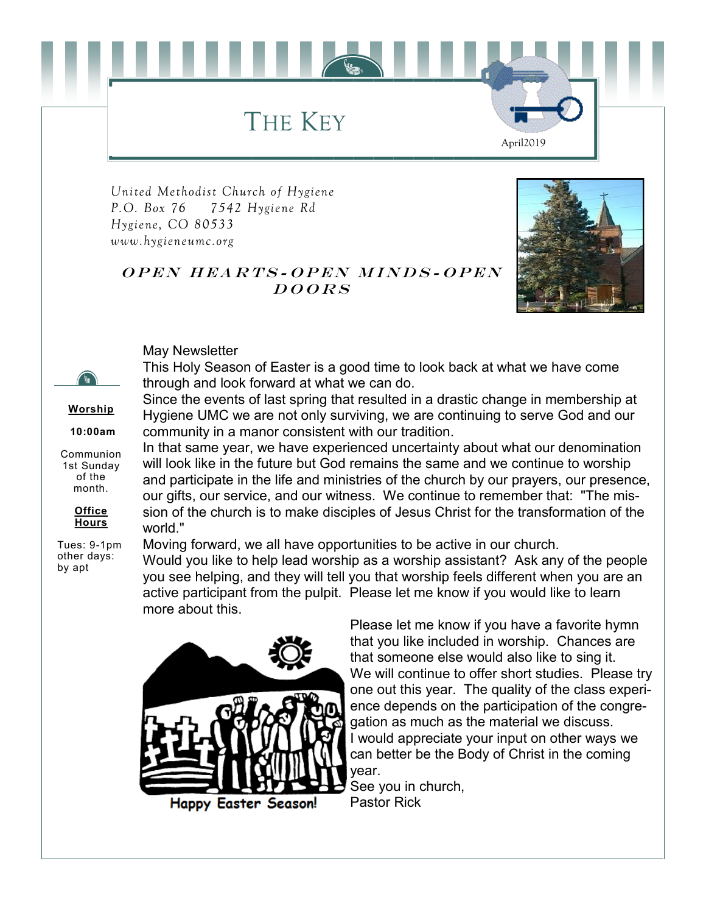# THE KEY

April2019

*United Methodist Church of Hygiene*
*P.O. Box 76     7542 Hygiene Rd*
*Hygiene, CO 80533*
*www.hygieneumc.org*

***OPEN HEARTS-OPEN MINDS-OPEN DOORS***

**Worship**

**10:00am**

Communion 1st Sunday of the month.

**Office Hours**

Tues: 9-1pm
other days: by apt

May Newsletter

This Holy Season of Easter is a good time to look back at what we have come through and look forward at what we can do.

Since the events of last spring that resulted in a drastic change in membership at Hygiene UMC we are not only surviving, we are continuing to serve God and our community in a manor consistent with our tradition.

In that same year, we have experienced uncertainty about what our denomination will look like in the future but God remains the same and we continue to worship and participate in the life and ministries of the church by our prayers, our presence, our gifts, our service, and our witness. We continue to remember that: "The mission of the church is to make disciples of Jesus Christ for the transformation of the world."

Moving forward, we all have opportunities to be active in our church.

Would you like to help lead worship as a worship assistant? Ask any of the people you see helping, and they will tell you that worship feels different when you are an active participant from the pulpit. Please let me know if you would like to learn more about this.

Happy Easter Season!

Please let me know if you have a favorite hymn that you like included in worship. Chances are that someone else would also like to sing it.

We will continue to offer short studies. Please try one out this year. The quality of the class experience depends on the participation of the congregation as much as the material we discuss.

I would appreciate your input on other ways we can better be the Body of Christ in the coming year.

See you in church,
Pastor Rick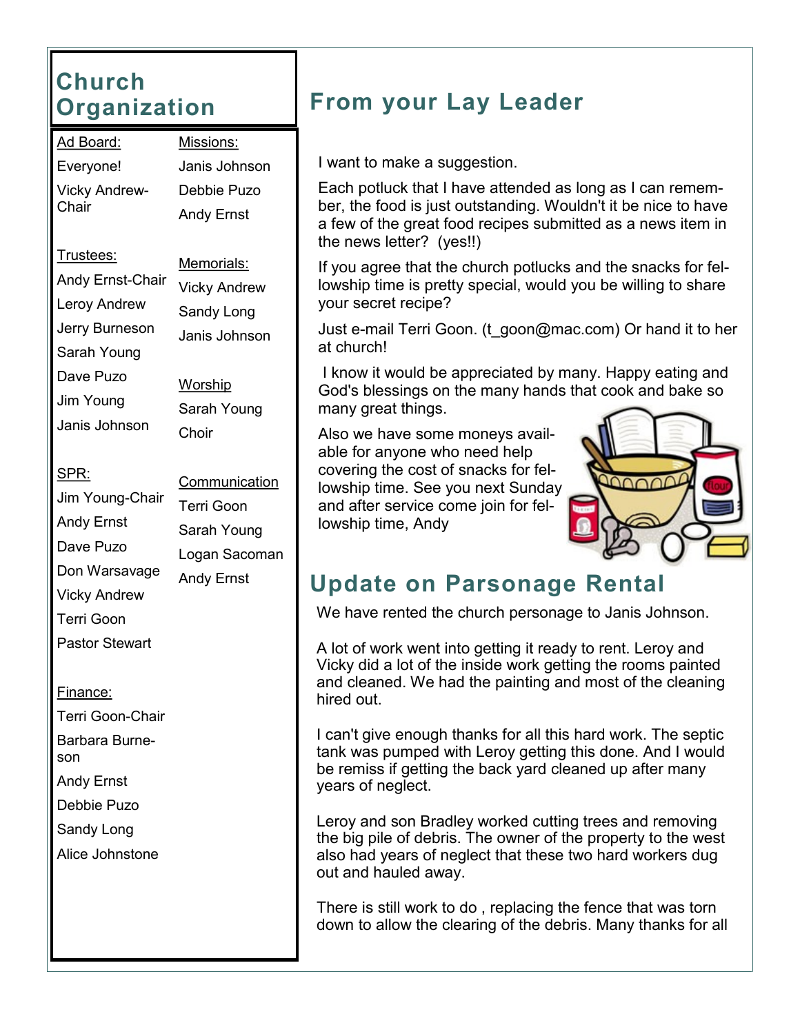# Church Organization

Ad Board:

Everyone!

Vicky Andrew-Chair

Trustees:

Andy Ernst-Chair

Leroy Andrew

Jerry Burneson

Sarah Young

Dave Puzo

Jim Young

Janis Johnson

SPR:

Jim Young-Chair

Andy Ernst

Dave Puzo

Don Warsavage

Vicky Andrew

Terri Goon

Pastor Stewart

Finance:

Terri Goon-Chair

Barbara Burneson

Andy Ernst

Debbie Puzo

Sandy Long

Alice Johnstone

Missions:

Janis Johnson

Debbie Puzo

Andy Ernst

Memorials:

Vicky Andrew

Sandy Long

Janis Johnson

Worship

Sarah Young

Choir

Communication

Terri Goon

Sarah Young

Logan Sacoman

Andy Ernst

# From your Lay Leader

I want to make a suggestion.

Each potluck that I have attended as long as I can remember, the food is just outstanding. Wouldn't it be nice to have a few of the great food recipes submitted as a news item in the news letter? (yes!!)

If you agree that the church potlucks and the snacks for fellowship time is pretty special, would you be willing to share your secret recipe?

Just e-mail Terri Goon. (t_goon@mac.com) Or hand it to her at church!

I know it would be appreciated by many. Happy eating and God's blessings on the many hands that cook and bake so many great things.

Also we have some moneys available for anyone who need help covering the cost of snacks for fellowship time. See you next Sunday and after service come join for fellowship time, Andy

# Update on Parsonage Rental

We have rented the church personage to Janis Johnson.

A lot of work went into getting it ready to rent. Leroy and Vicky did a lot of the inside work getting the rooms painted and cleaned. We had the painting and most of the cleaning hired out.

I can't give enough thanks for all this hard work. The septic tank was pumped with Leroy getting this done. And I would be remiss if getting the back yard cleaned up after many years of neglect.

Leroy and son Bradley worked cutting trees and removing the big pile of debris. The owner of the property to the west also had years of neglect that these two hard workers dug out and hauled away.

There is still work to do , replacing the fence that was torn down to allow the clearing of the debris. Many thanks for all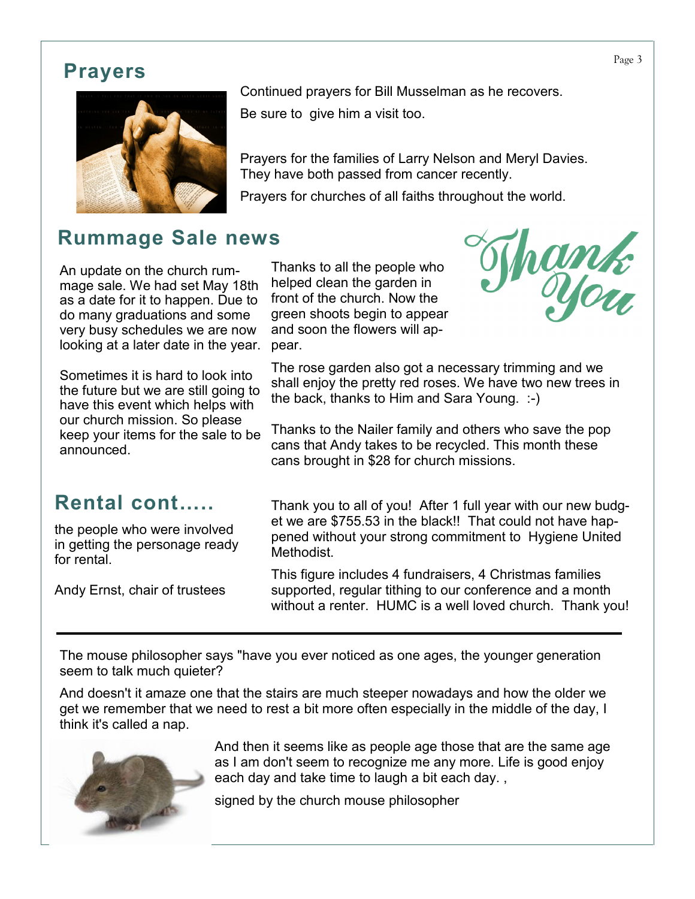## Prayers

Continued prayers for Bill Musselman as he recovers.
Be sure to give him a visit too.

Prayers for the families of Larry Nelson and Meryl Davies. They have both passed from cancer recently.

Prayers for churches of all faiths throughout the world.

## Rummage Sale news

An update on the church rummage sale. We had set May 18th as a date for it to happen. Due to do many graduations and some very busy schedules we are now looking at a later date in the year.

Sometimes it is hard to look into the future but we are still going to have this event which helps with our church mission. So please keep your items for the sale to be announced.

Thank You

Thanks to all the people who helped clean the garden in front of the church. Now the green shoots begin to appear and soon the flowers will appear.

The rose garden also got a necessary trimming and we shall enjoy the pretty red roses. We have two new trees in the back, thanks to Him and Sara Young. :-)

Thanks to the Nailer family and others who save the pop cans that Andy takes to be recycled. This month these cans brought in $28 for church missions.

## Rental cont.....

the people who were involved in getting the personage ready for rental.

Andy Ernst, chair of trustees

Thank you to all of you! After 1 full year with our new budget we are $755.53 in the black!! That could not have happened without your strong commitment to Hygiene United Methodist.

This figure includes 4 fundraisers, 4 Christmas families supported, regular tithing to our conference and a month without a renter. HUMC is a well loved church. Thank you!

---

The mouse philosopher says "have you ever noticed as one ages, the younger generation seem to talk much quieter?

And doesn't it amaze one that the stairs are much steeper nowadays and how the older we get we remember that we need to rest a bit more often especially in the middle of the day, I think it's called a nap.

And then it seems like as people age those that are the same age as I am don't seem to recognize me any more. Life is good enjoy each day and take time to laugh a bit each day. ,

signed by the church mouse philosopher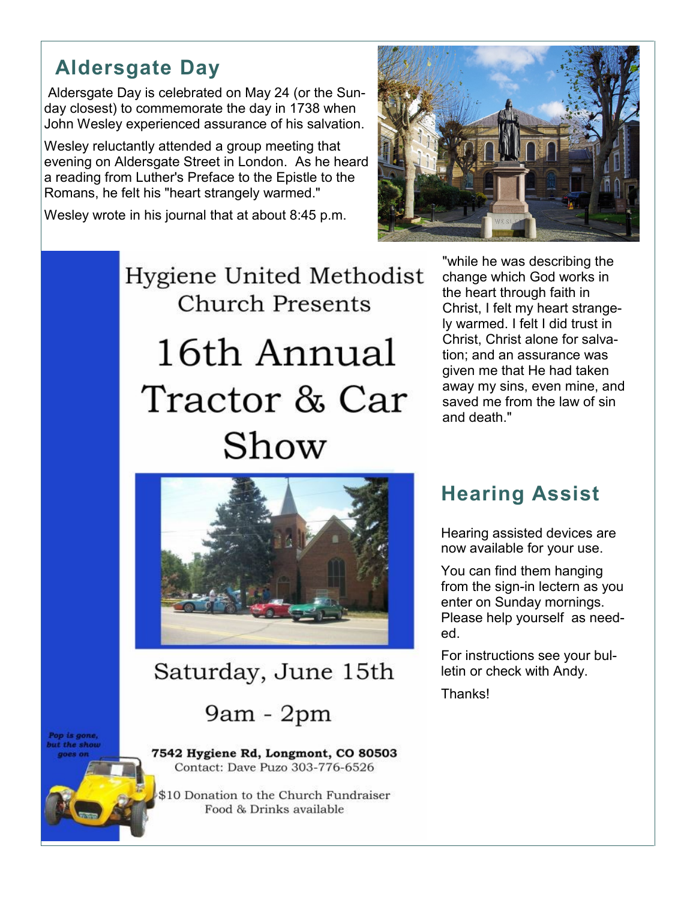## Aldersgate Day

Aldersgate Day is celebrated on May 24 (or the Sunday closest) to commemorate the day in 1738 when John Wesley experienced assurance of his salvation.

Wesley reluctantly attended a group meeting that evening on Aldersgate Street in London. As he heard a reading from Luther's Preface to the Epistle to the Romans, he felt his "heart strangely warmed."

Wesley wrote in his journal that at about 8:45 p.m. "while he was describing the change which God works in the heart through faith in Christ, I felt my heart strangely warmed. I felt I did trust in Christ, Christ alone for salvation; and an assurance was given me that He had taken away my sins, even mine, and saved me from the law of sin and death."

Hygiene United Methodist Church Presents

# 16th Annual Tractor & Car Show

Saturday, June 15th

9am - 2pm

**7542 Hygiene Rd, Longmont, CO 80503**

Contact: Dave Puzo 303-776-6526

$10 Donation to the Church Fundraiser

Food & Drinks available

*Pop is gone, but the show goes on*

## Hearing Assist

Hearing assisted devices are now available for your use.

You can find them hanging from the sign-in lectern as you enter on Sunday mornings. Please help yourself as needed.

For instructions see your bulletin or check with Andy.

Thanks!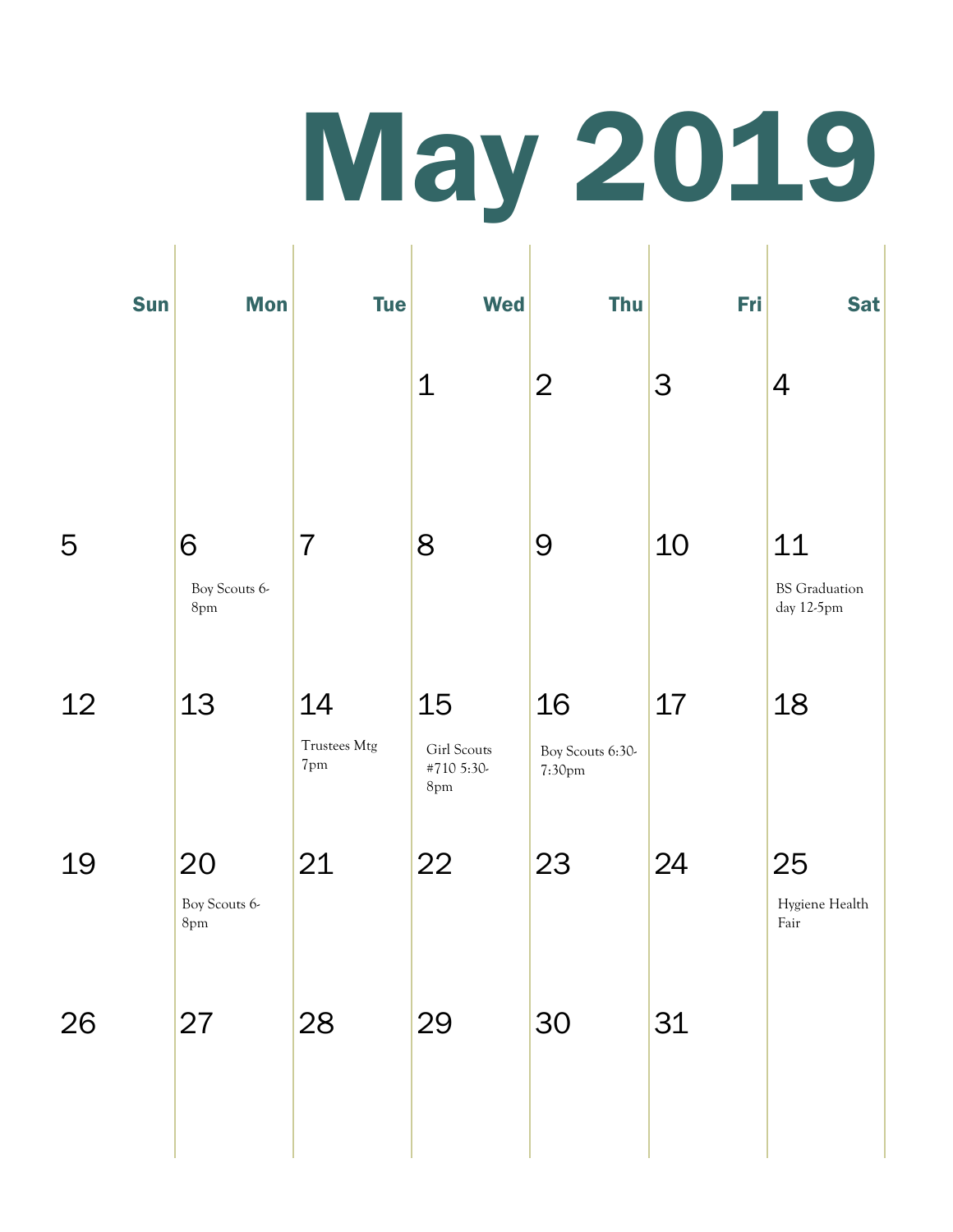# May 2019

| Sun | Mon | Tue | Wed | Thu | Fri | Sat |
|---|---|---|---|---|---|---|
| | | | 1 | 2 | 3 | 4 |
| 5 | 6<br>Boy Scouts 6-8pm | 7 | 8 | 9 | 10 | 11<br>BS Graduation day 12-5pm |
| 12 | 13 | 14<br>Trustees Mtg 7pm | 15<br>Girl Scouts #710 5:30-8pm | 16<br>Boy Scouts 6:30-7:30pm | 17 | 18 |
| 19 | 20<br>Boy Scouts 6-8pm | 21 | 22 | 23 | 24 | 25<br>Hygiene Health Fair |
| 26 | 27 | 28 | 29 | 30 | 31 | |